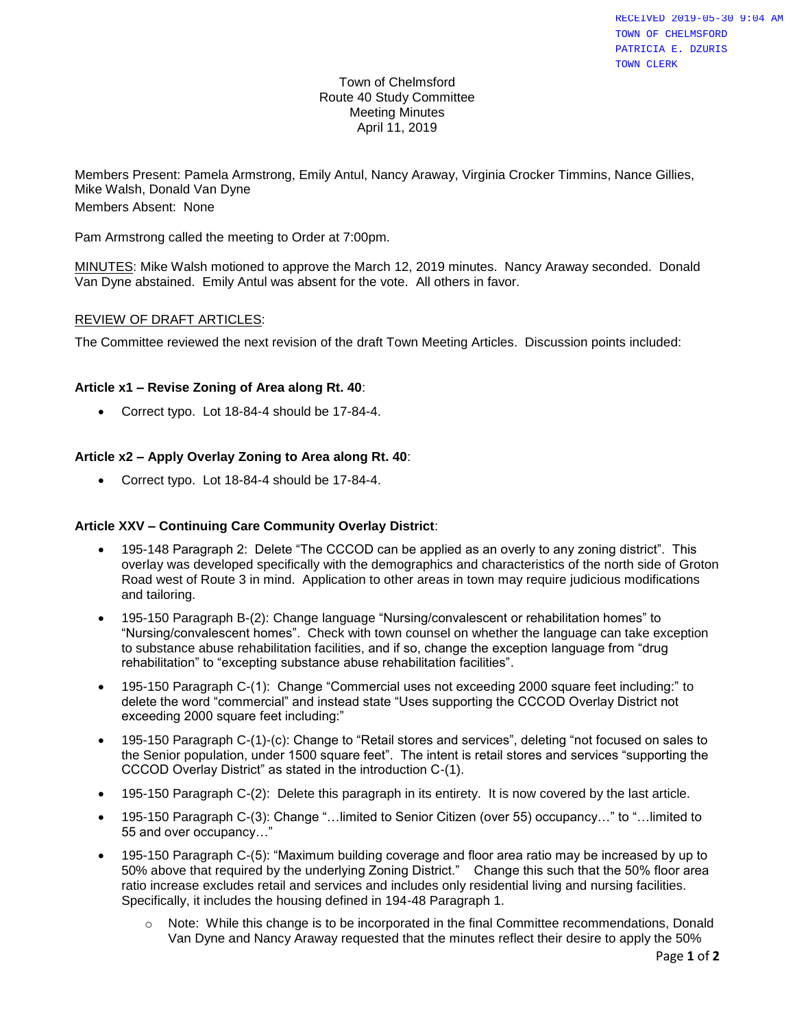RECEIVED 2019-05-30 9:04 AM
TOWN OF CHELMSFORD
PATRICIA E. DZURIS
TOWN CLERK

# Town of Chelmsford
## Route 40 Study Committee
## Meeting Minutes
## April 11, 2019

Members Present: Pamela Armstrong, Emily Antul, Nancy Araway, Virginia Crocker Timmins, Nance Gillies, Mike Walsh, Donald Van Dyne

Members Absent: None

Pam Armstrong called the meeting to Order at 7:00pm.

MINUTES: Mike Walsh motioned to approve the March 12, 2019 minutes. Nancy Araway seconded. Donald Van Dyne abstained. Emily Antul was absent for the vote. All others in favor.

REVIEW OF DRAFT ARTICLES:

The Committee reviewed the next revision of the draft Town Meeting Articles. Discussion points included:

**Article x1 – Revise Zoning of Area along Rt. 40**:

- Correct typo. Lot 18-84-4 should be 17-84-4.

**Article x2 – Apply Overlay Zoning to Area along Rt. 40**:

- Correct typo. Lot 18-84-4 should be 17-84-4.

**Article XXV – Continuing Care Community Overlay District**:

- 195-148 Paragraph 2: Delete "The CCCOD can be applied as an overly to any zoning district". This overlay was developed specifically with the demographics and characteristics of the north side of Groton Road west of Route 3 in mind. Application to other areas in town may require judicious modifications and tailoring.
- 195-150 Paragraph B-(2): Change language "Nursing/convalescent or rehabilitation homes" to "Nursing/convalescent homes". Check with town counsel on whether the language can take exception to substance abuse rehabilitation facilities, and if so, change the exception language from "drug rehabilitation" to "excepting substance abuse rehabilitation facilities".
- 195-150 Paragraph C-(1): Change "Commercial uses not exceeding 2000 square feet including:" to delete the word "commercial" and instead state "Uses supporting the CCCOD Overlay District not exceeding 2000 square feet including:"
- 195-150 Paragraph C-(1)-(c): Change to "Retail stores and services", deleting "not focused on sales to the Senior population, under 1500 square feet". The intent is retail stores and services "supporting the CCCOD Overlay District" as stated in the introduction C-(1).
- 195-150 Paragraph C-(2): Delete this paragraph in its entirety. It is now covered by the last article.
- 195-150 Paragraph C-(3): Change "…limited to Senior Citizen (over 55) occupancy…" to "…limited to 55 and over occupancy…"
- 195-150 Paragraph C-(5): "Maximum building coverage and floor area ratio may be increased by up to 50% above that required by the underlying Zoning District." Change this such that the 50% floor area ratio increase excludes retail and services and includes only residential living and nursing facilities. Specifically, it includes the housing defined in 194-48 Paragraph 1.
  - Note: While this change is to be incorporated in the final Committee recommendations, Donald Van Dyne and Nancy Araway requested that the minutes reflect their desire to apply the 50%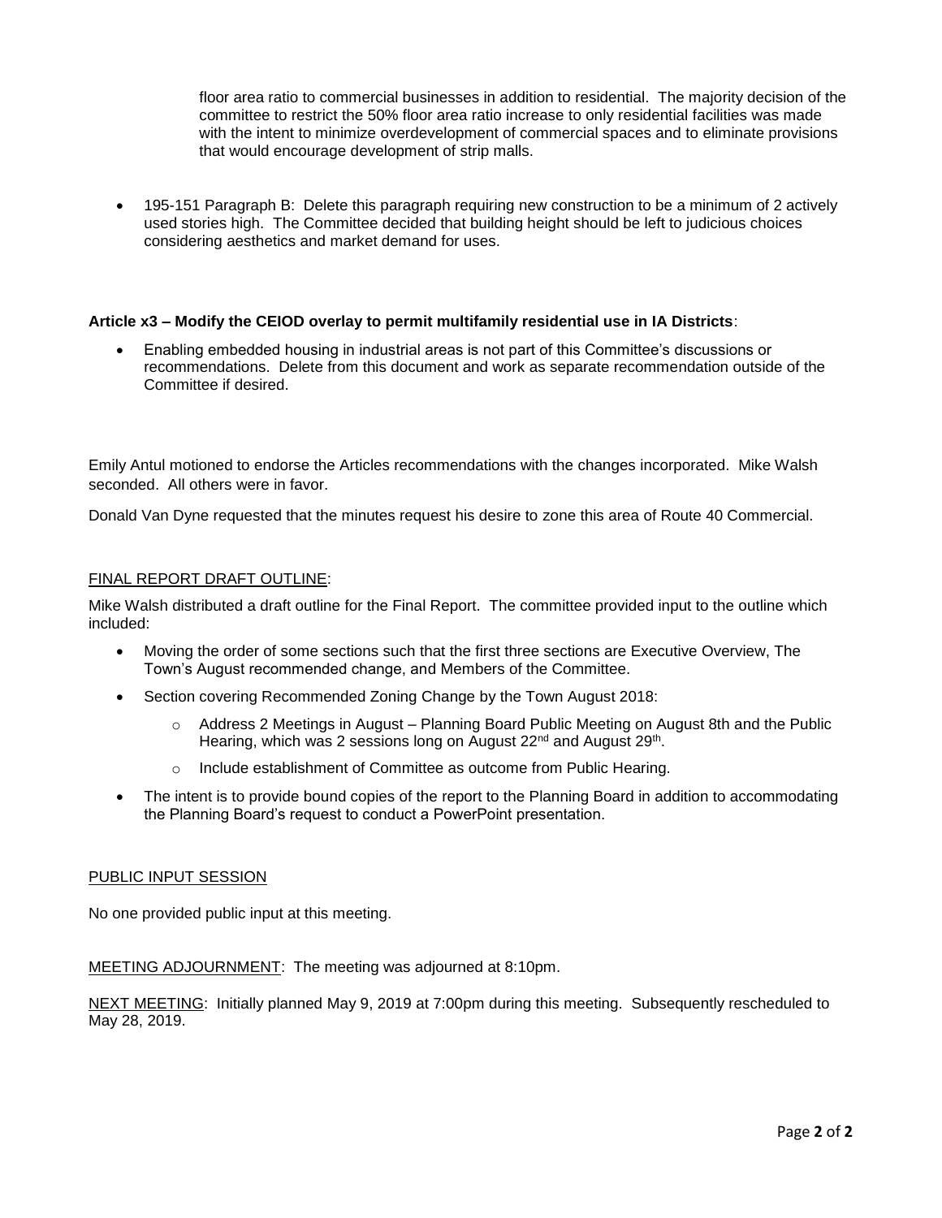floor area ratio to commercial businesses in addition to residential. The majority decision of the committee to restrict the 50% floor area ratio increase to only residential facilities was made with the intent to minimize overdevelopment of commercial spaces and to eliminate provisions that would encourage development of strip malls.

- 195-151 Paragraph B: Delete this paragraph requiring new construction to be a minimum of 2 actively used stories high. The Committee decided that building height should be left to judicious choices considering aesthetics and market demand for uses.

**Article x3 – Modify the CEIOD overlay to permit multifamily residential use in IA Districts**:

- Enabling embedded housing in industrial areas is not part of this Committee's discussions or recommendations. Delete from this document and work as separate recommendation outside of the Committee if desired.

Emily Antul motioned to endorse the Articles recommendations with the changes incorporated. Mike Walsh seconded. All others were in favor.

Donald Van Dyne requested that the minutes request his desire to zone this area of Route 40 Commercial.

<u>FINAL REPORT DRAFT OUTLINE</u>:

Mike Walsh distributed a draft outline for the Final Report. The committee provided input to the outline which included:

- Moving the order of some sections such that the first three sections are Executive Overview, The Town's August recommended change, and Members of the Committee.
- Section covering Recommended Zoning Change by the Town August 2018:
  - Address 2 Meetings in August – Planning Board Public Meeting on August 8th and the Public Hearing, which was 2 sessions long on August 22nd and August 29th.
  - Include establishment of Committee as outcome from Public Hearing.
- The intent is to provide bound copies of the report to the Planning Board in addition to accommodating the Planning Board's request to conduct a PowerPoint presentation.

<u>PUBLIC INPUT SESSION</u>

No one provided public input at this meeting.

<u>MEETING ADJOURNMENT</u>: The meeting was adjourned at 8:10pm.

<u>NEXT MEETING</u>: Initially planned May 9, 2019 at 7:00pm during this meeting. Subsequently rescheduled to May 28, 2019.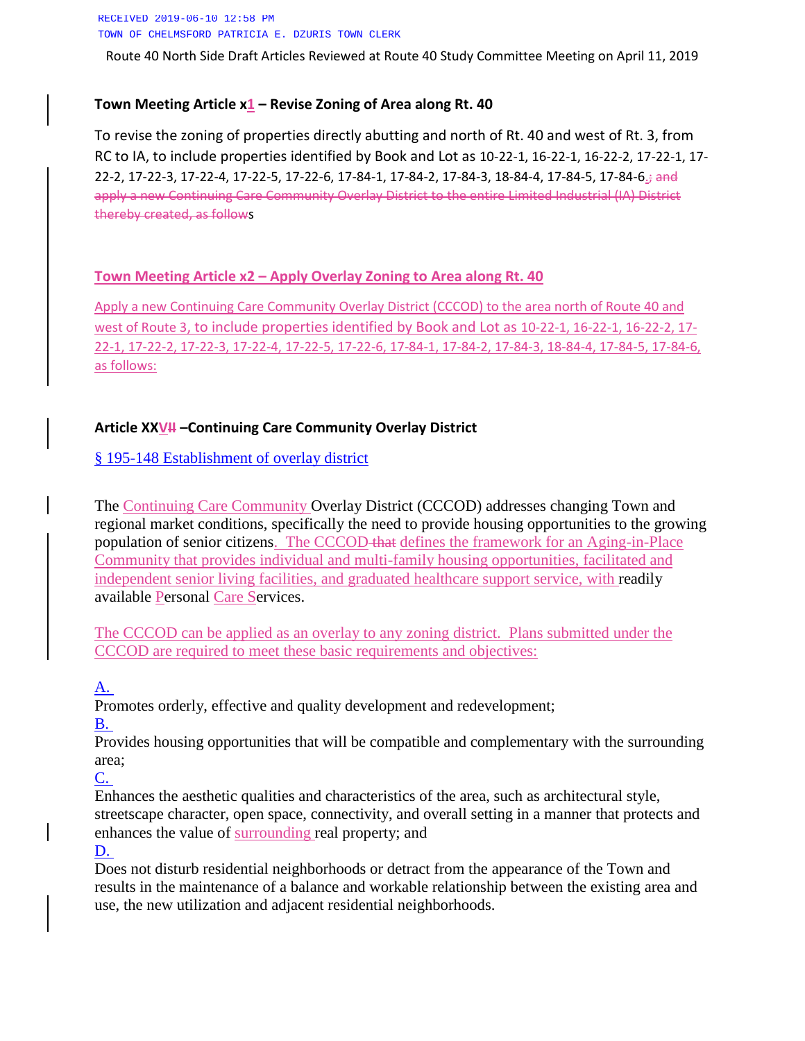Route 40 North Side Draft Articles Reviewed at Route 40 Study Committee Meeting on April 11, 2019

**Town Meeting Article x1 – Revise Zoning of Area along Rt. 40**

To revise the zoning of properties directly abutting and north of Rt. 40 and west of Rt. 3, from RC to IA, to include properties identified by Book and Lot as 10-22-1, 16-22-1, 16-22-2, 17-22-1, 17-22-2, 17-22-3, 17-22-4, 17-22-5, 17-22-6, 17-84-1, 17-84-2, 17-84-3, 18-84-4, 17-84-5, 17-84-6.; and apply a new Continuing Care Community Overlay District to the entire Limited Industrial (IA) District thereby created, as follows

**Town Meeting Article x2 – Apply Overlay Zoning to Area along Rt. 40**

Apply a new Continuing Care Community Overlay District (CCCOD) to the area north of Route 40 and west of Route 3, to include properties identified by Book and Lot as 10-22-1, 16-22-1, 16-22-2, 17-22-1, 17-22-2, 17-22-3, 17-22-4, 17-22-5, 17-22-6, 17-84-1, 17-84-2, 17-84-3, 18-84-4, 17-84-5, 17-84-6, as follows:

**Article XXVII –Continuing Care Community Overlay District**

§ 195-148 Establishment of overlay district

The Continuing Care Community Overlay District (CCCOD) addresses changing Town and regional market conditions, specifically the need to provide housing opportunities to the growing population of senior citizens. The CCCOD that defines the framework for an Aging-in-Place Community that provides individual and multi-family housing opportunities, facilitated and independent senior living facilities, and graduated healthcare support service, with readily available Personal Care Services.

The CCCOD can be applied as an overlay to any zoning district. Plans submitted under the CCCOD are required to meet these basic requirements and objectives:

A. Promotes orderly, effective and quality development and redevelopment;

B. Provides housing opportunities that will be compatible and complementary with the surrounding area;

C. Enhances the aesthetic qualities and characteristics of the area, such as architectural style, streetscape character, open space, connectivity, and overall setting in a manner that protects and enhances the value of surrounding real property; and

D. Does not disturb residential neighborhoods or detract from the appearance of the Town and results in the maintenance of a balance and workable relationship between the existing area and use, the new utilization and adjacent residential neighborhoods.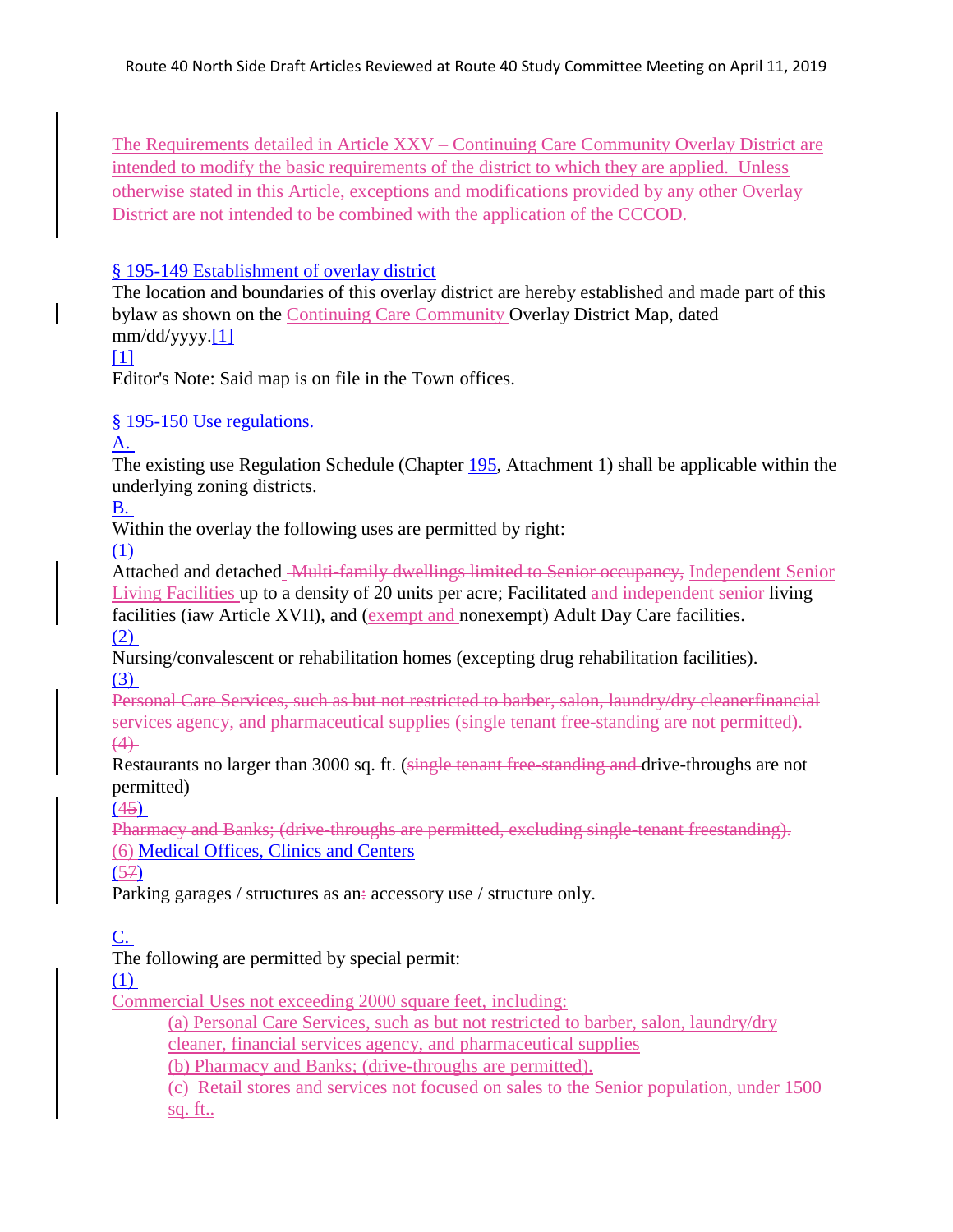The Requirements detailed in Article XXV – Continuing Care Community Overlay District are intended to modify the basic requirements of the district to which they are applied. Unless otherwise stated in this Article, exceptions and modifications provided by any other Overlay District are not intended to be combined with the application of the CCCOD.

## § 195-149 Establishment of overlay district

The location and boundaries of this overlay district are hereby established and made part of this bylaw as shown on the Continuing Care Community Overlay District Map, dated mm/dd/yyyy.[1]

[1]
Editor's Note: Said map is on file in the Town offices.

## § 195-150 Use regulations.

A.
The existing use Regulation Schedule (Chapter 195, Attachment 1) shall be applicable within the underlying zoning districts.

B.
Within the overlay the following uses are permitted by right:

(1)
Attached and detached ~~Multi-family dwellings limited to Senior occupancy,~~ Independent Senior Living Facilities up to a density of 20 units per acre; Facilitated ~~and independent senior~~ living facilities (iaw Article XVII), and (exempt and nonexempt) Adult Day Care facilities.

(2)
Nursing/convalescent or rehabilitation homes (excepting drug rehabilitation facilities).

(3)
~~Personal Care Services, such as but not restricted to barber, salon, laundry/dry cleanerfinancial services agency, and pharmaceutical supplies (single tenant free-standing are not permitted).~~
~~(4)~~
Restaurants no larger than 3000 sq. ft. (~~single tenant free-standing and~~ drive-throughs are not permitted)

(4~~5~~)
~~Pharmacy and Banks; (drive-throughs are permitted, excluding single-tenant freestanding).~~
~~(6)~~ Medical Offices, Clinics and Centers

(5~~7~~)
Parking garages / structures as an~~:~~ accessory use / structure only.

C.
The following are permitted by special permit:

(1)
Commercial Uses not exceeding 2000 square feet, including:

(a) Personal Care Services, such as but not restricted to barber, salon, laundry/dry cleaner, financial services agency, and pharmaceutical supplies

(b) Pharmacy and Banks; (drive-throughs are permitted).

(c) Retail stores and services not focused on sales to the Senior population, under 1500 sq. ft..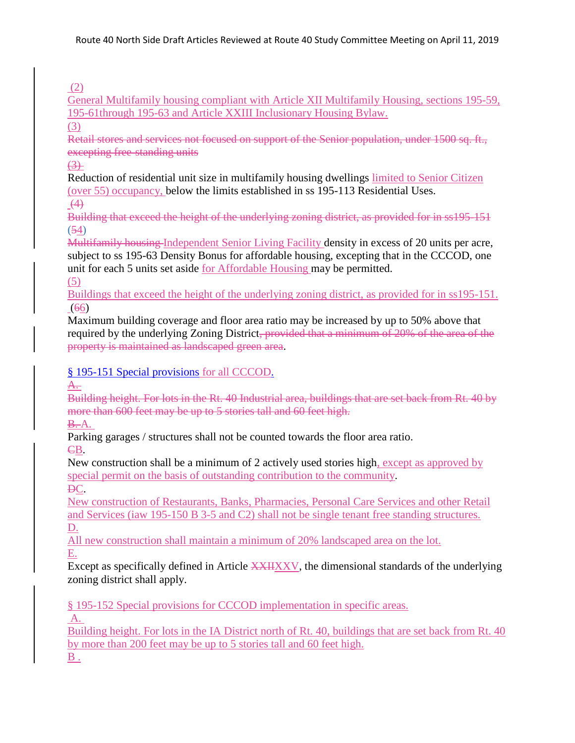(2)

General Multifamily housing compliant with Article XII Multifamily Housing, sections 195-59, 195-61through 195-63 and Article XXIII Inclusionary Housing Bylaw.

(3)

~~Retail stores and services not focused on support of the Senior population, under 1500 sq. ft., excepting free-standing units~~

~~(3)~~

Reduction of residential unit size in multifamily housing dwellings limited to Senior Citizen (over 55) occupancy, below the limits established in ss 195-113 Residential Uses.

~~(4)~~

~~Building that exceed the height of the underlying zoning district, as provided for in ss195-151~~

(~~5~~4)

~~Multifamily housing~~ Independent Senior Living Facility density in excess of 20 units per acre, subject to ss 195-63 Density Bonus for affordable housing, excepting that in the CCCOD, one unit for each 5 units set aside for Affordable Housing may be permitted.

(5)

Buildings that exceed the height of the underlying zoning district, as provided for in ss195-151.

(~~6~~6)

Maximum building coverage and floor area ratio may be increased by up to 50% above that required by the underlying Zoning District~~, provided that a minimum of 20% of the area of the property is maintained as landscaped green area~~.

§ 195-151 Special provisions for all CCCOD.

~~A.~~

~~Building height. For lots in the Rt. 40 Industrial area, buildings that are set back from Rt. 40 by more than 600 feet may be up to 5 stories tall and 60 feet high.~~

~~B.~~ A.

Parking garages / structures shall not be counted towards the floor area ratio.

~~C~~B.

New construction shall be a minimum of 2 actively used stories high, except as approved by special permit on the basis of outstanding contribution to the community.

~~D~~C.

New construction of Restaurants, Banks, Pharmacies, Personal Care Services and other Retail and Services (iaw 195-150 B 3-5 and C2) shall not be single tenant free standing structures.

D.

All new construction shall maintain a minimum of 20% landscaped area on the lot.

E.

Except as specifically defined in Article ~~XXII~~XXV, the dimensional standards of the underlying zoning district shall apply.

§ 195-152 Special provisions for CCCOD implementation in specific areas.

A.

Building height. For lots in the IA District north of Rt. 40, buildings that are set back from Rt. 40 by more than 200 feet may be up to 5 stories tall and 60 feet high.

B .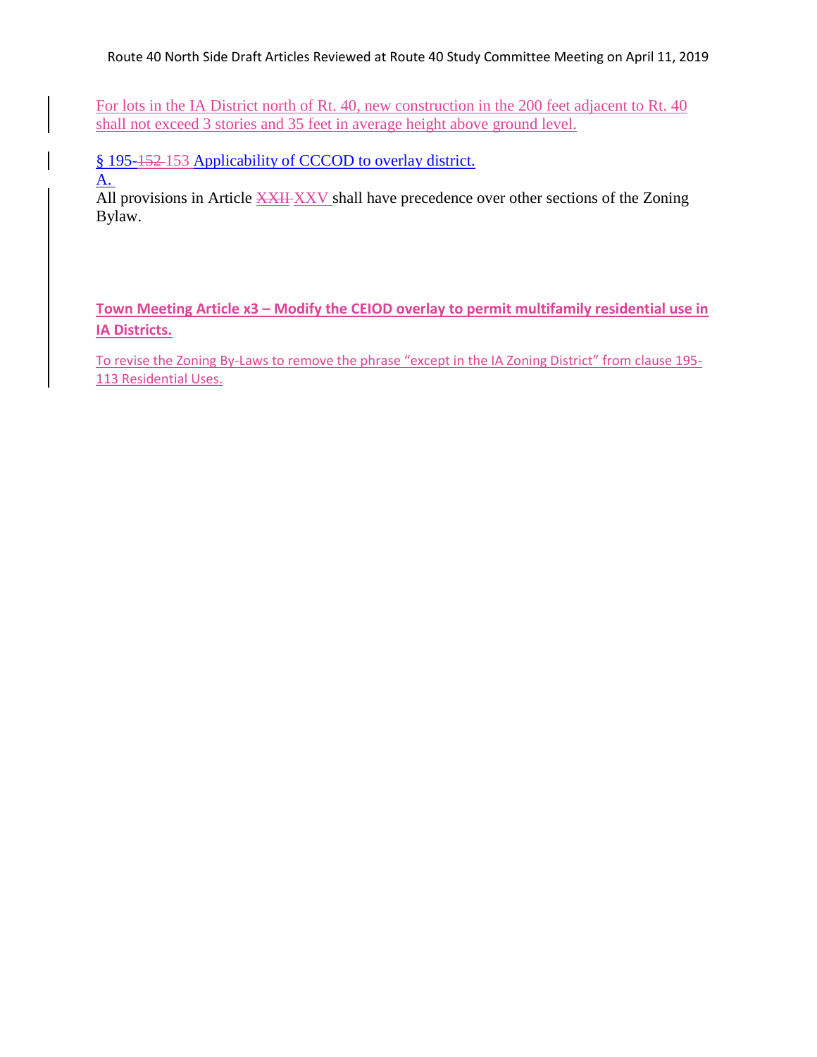For lots in the IA District north of Rt. 40, new construction in the 200 feet adjacent to Rt. 40 shall not exceed 3 stories and 35 feet in average height above ground level.

§ 195-~~152~~ 153 Applicability of CCCOD to overlay district.

A.

All provisions in Article ~~XXII~~ XXV shall have precedence over other sections of the Zoning Bylaw.

**Town Meeting Article x3 – Modify the CEIOD overlay to permit multifamily residential use in IA Districts.**

To revise the Zoning By-Laws to remove the phrase "except in the IA Zoning District" from clause 195-113 Residential Uses.